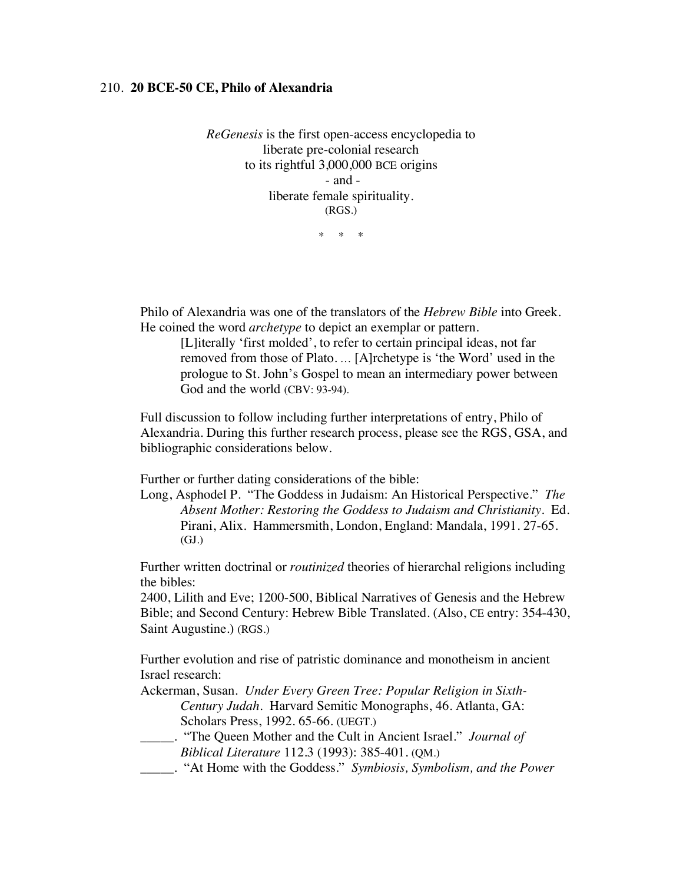210. **20 BCE-50 CE, Philo of Alexandria**

*ReGenesis* is the first open-access encyclopedia to
liberate pre-colonial research
to its rightful 3,000,000 BCE origins
- and -
liberate female spirituality.
(RGS.)

\* \* \*

Philo of Alexandria was one of the translators of the *Hebrew Bible* into Greek. He coined the word *archetype* to depict an exemplar or pattern.

> [L]iterally 'first molded', to refer to certain principal ideas, not far removed from those of Plato. … [A]rchetype is 'the Word' used in the prologue to St. John's Gospel to mean an intermediary power between God and the world (CBV: 93-94).

Full discussion to follow including further interpretations of entry, Philo of Alexandria. During this further research process, please see the RGS, GSA, and bibliographic considerations below.

Further or further dating considerations of the bible:

Long, Asphodel P. "The Goddess in Judaism: An Historical Perspective." *The Absent Mother: Restoring the Goddess to Judaism and Christianity*. Ed. Pirani, Alix. Hammersmith, London, England: Mandala, 1991. 27-65. (GJ.)

Further written doctrinal or *routinized* theories of hierarchal religions including the bibles:

2400, Lilith and Eve; 1200-500, Biblical Narratives of Genesis and the Hebrew Bible; and Second Century: Hebrew Bible Translated. (Also, CE entry: 354-430, Saint Augustine.) (RGS.)

Further evolution and rise of patristic dominance and monotheism in ancient Israel research:

Ackerman, Susan. *Under Every Green Tree: Popular Religion in Sixth-Century Judah*. Harvard Semitic Monographs, 46. Atlanta, GA: Scholars Press, 1992. 65-66. (UEGT.)

_____. "The Queen Mother and the Cult in Ancient Israel." *Journal of Biblical Literature* 112.3 (1993): 385-401. (QM.)

_____. "At Home with the Goddess." *Symbiosis, Symbolism, and the Power*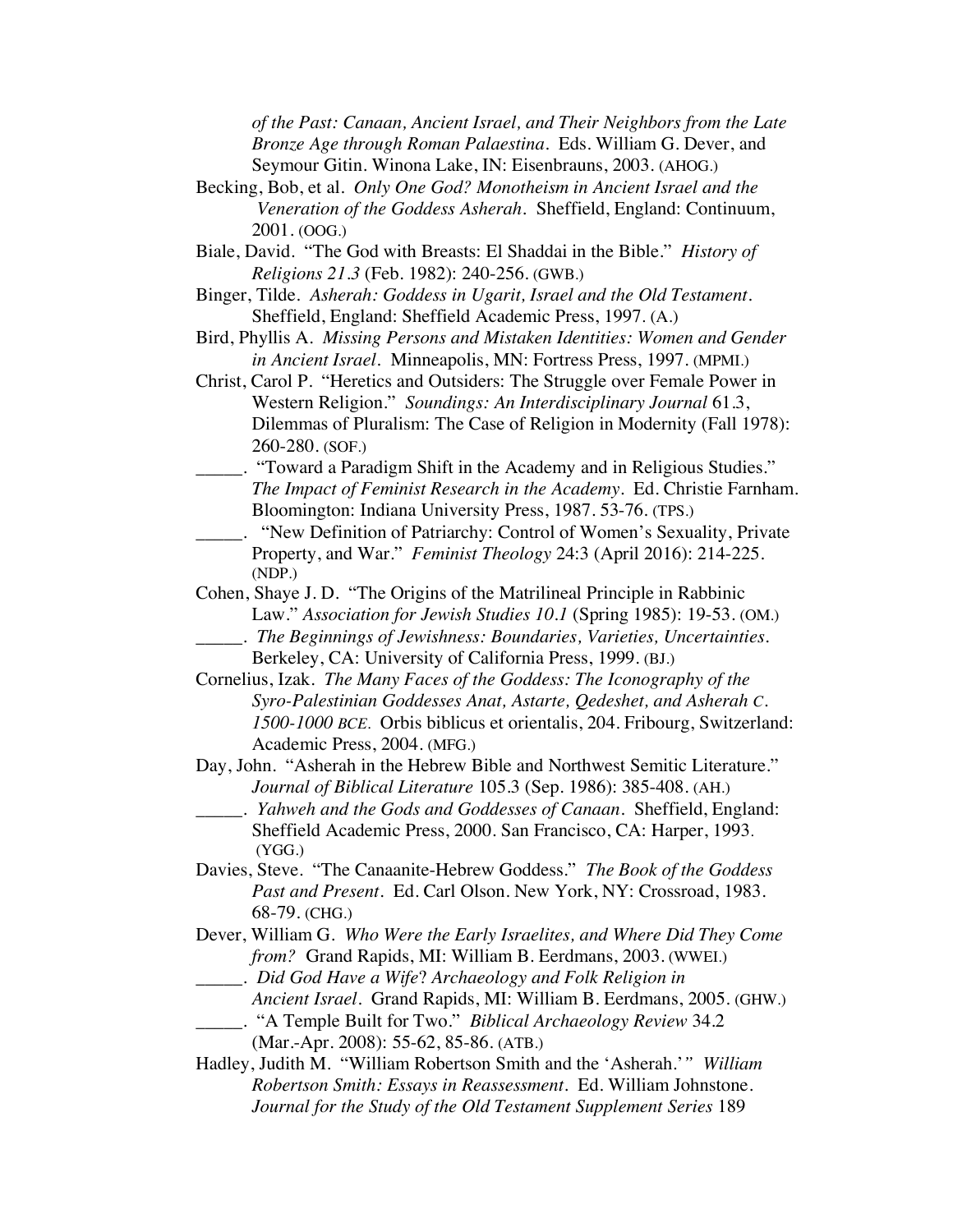*of the Past: Canaan, Ancient Israel, and Their Neighbors from the Late Bronze Age through Roman Palaestina*. Eds. William G. Dever, and Seymour Gitin. Winona Lake, IN: Eisenbrauns, 2003. (AHOG.)

Becking, Bob, et al. *Only One God? Monotheism in Ancient Israel and the Veneration of the Goddess Asherah*. Sheffield, England: Continuum, 2001. (OOG.)

Biale, David. "The God with Breasts: El Shaddai in the Bible." *History of Religions 21.3* (Feb. 1982): 240-256. (GWB.)

Binger, Tilde. *Asherah: Goddess in Ugarit, Israel and the Old Testament*. Sheffield, England: Sheffield Academic Press, 1997. (A.)

Bird, Phyllis A. *Missing Persons and Mistaken Identities: Women and Gender in Ancient Israel*. Minneapolis, MN: Fortress Press, 1997. (MPMI.)

Christ, Carol P. "Heretics and Outsiders: The Struggle over Female Power in Western Religion." *Soundings: An Interdisciplinary Journal* 61.3, Dilemmas of Pluralism: The Case of Religion in Modernity (Fall 1978): 260-280. (SOF.)

_____. "Toward a Paradigm Shift in the Academy and in Religious Studies." *The Impact of Feminist Research in the Academy*. Ed. Christie Farnham. Bloomington: Indiana University Press, 1987. 53-76. (TPS.)

_____. "New Definition of Patriarchy: Control of Women's Sexuality, Private Property, and War." *Feminist Theology* 24:3 (April 2016): 214-225. (NDP.)

Cohen, Shaye J. D. "The Origins of the Matrilineal Principle in Rabbinic Law." *Association for Jewish Studies 10.1* (Spring 1985): 19-53. (OM.)

_____. *The Beginnings of Jewishness: Boundaries, Varieties, Uncertainties*. Berkeley, CA: University of California Press, 1999. (BJ.)

Cornelius, Izak. *The Many Faces of the Goddess: The Iconography of the Syro-Palestinian Goddesses Anat, Astarte, Qedeshet, and Asherah C. 1500-1000 BCE*. Orbis biblicus et orientalis, 204. Fribourg, Switzerland: Academic Press, 2004. (MFG.)

Day, John. "Asherah in the Hebrew Bible and Northwest Semitic Literature." *Journal of Biblical Literature* 105.3 (Sep. 1986): 385-408. (AH.)

_____. *Yahweh and the Gods and Goddesses of Canaan*. Sheffield, England: Sheffield Academic Press, 2000. San Francisco, CA: Harper, 1993. (YGG.)

Davies, Steve. "The Canaanite-Hebrew Goddess." *The Book of the Goddess Past and Present*. Ed. Carl Olson. New York, NY: Crossroad, 1983. 68-79. (CHG.)

Dever, William G. *Who Were the Early Israelites, and Where Did They Come from?* Grand Rapids, MI: William B. Eerdmans, 2003. (WWEI.)

_____. *Did God Have a Wife? Archaeology and Folk Religion in Ancient Israel*. Grand Rapids, MI: William B. Eerdmans, 2005. (GHW.)

_____. "A Temple Built for Two." *Biblical Archaeology Review* 34.2 (Mar.-Apr. 2008): 55-62, 85-86. (ATB.)

Hadley, Judith M. "William Robertson Smith and the 'Asherah.'" *William Robertson Smith: Essays in Reassessment*. Ed. William Johnstone. *Journal for the Study of the Old Testament Supplement Series* 189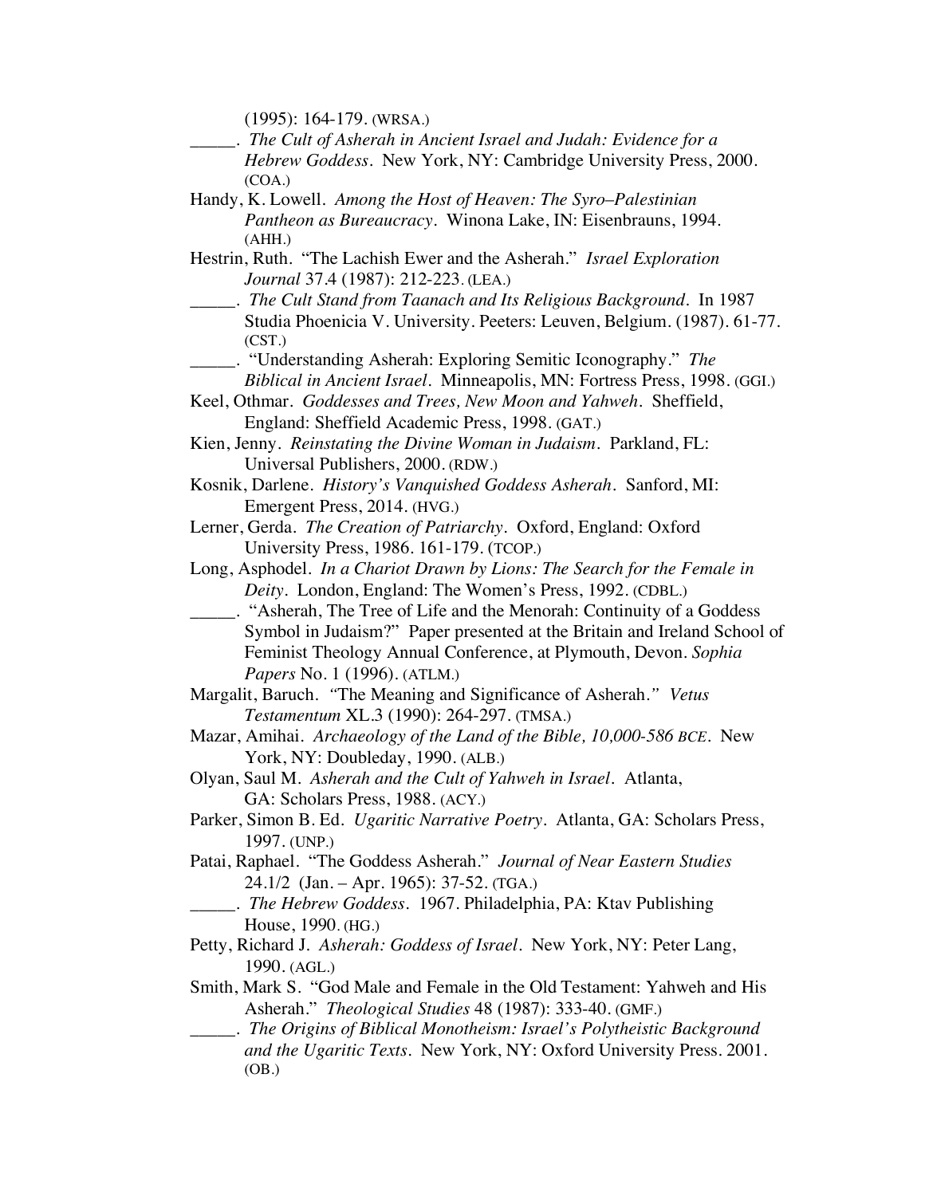(1995): 164-179. (WRSA.)

_____. *The Cult of Asherah in Ancient Israel and Judah: Evidence for a Hebrew Goddess*. New York, NY: Cambridge University Press, 2000. (COA.)

Handy, K. Lowell. *Among the Host of Heaven: The Syro–Palestinian Pantheon as Bureaucracy*. Winona Lake, IN: Eisenbrauns, 1994. (AHH.)

Hestrin, Ruth. "The Lachish Ewer and the Asherah." *Israel Exploration Journal* 37.4 (1987): 212-223. (LEA.)

_____. *The Cult Stand from Taanach and Its Religious Background*. In 1987 Studia Phoenicia V. University. Peeters: Leuven, Belgium. (1987). 61-77. (CST.)

_____. "Understanding Asherah: Exploring Semitic Iconography." *The Biblical in Ancient Israel*. Minneapolis, MN: Fortress Press, 1998. (GGI.)

Keel, Othmar. *Goddesses and Trees, New Moon and Yahweh*. Sheffield, England: Sheffield Academic Press, 1998. (GAT.)

Kien, Jenny. *Reinstating the Divine Woman in Judaism*. Parkland, FL: Universal Publishers, 2000. (RDW.)

Kosnik, Darlene. *History's Vanquished Goddess Asherah*. Sanford, MI: Emergent Press, 2014. (HVG.)

Lerner, Gerda. *The Creation of Patriarchy*. Oxford, England: Oxford University Press, 1986. 161-179. (TCOP.)

Long, Asphodel. *In a Chariot Drawn by Lions: The Search for the Female in Deity*. London, England: The Women's Press, 1992. (CDBL.)

_____. "Asherah, The Tree of Life and the Menorah: Continuity of a Goddess Symbol in Judaism?" Paper presented at the Britain and Ireland School of Feminist Theology Annual Conference, at Plymouth, Devon. *Sophia Papers* No. 1 (1996). (ATLM.)

Margalit, Baruch. "The Meaning and Significance of Asherah." *Vetus Testamentum* XL.3 (1990): 264-297. (TMSA.)

Mazar, Amihai. *Archaeology of the Land of the Bible, 10,000-586 BCE*. New York, NY: Doubleday, 1990. (ALB.)

Olyan, Saul M. *Asherah and the Cult of Yahweh in Israel*. Atlanta, GA: Scholars Press, 1988. (ACY.)

Parker, Simon B. Ed. *Ugaritic Narrative Poetry*. Atlanta, GA: Scholars Press, 1997. (UNP.)

Patai, Raphael. "The Goddess Asherah." *Journal of Near Eastern Studies* 24.1/2 (Jan. – Apr. 1965): 37-52. (TGA.)

_____. *The Hebrew Goddess*. 1967. Philadelphia, PA: Ktav Publishing House, 1990. (HG.)

Petty, Richard J. *Asherah: Goddess of Israel*. New York, NY: Peter Lang, 1990. (AGL.)

Smith, Mark S. "God Male and Female in the Old Testament: Yahweh and His Asherah." *Theological Studies* 48 (1987): 333-40. (GMF.)

_____. *The Origins of Biblical Monotheism: Israel's Polytheistic Background and the Ugaritic Texts*. New York, NY: Oxford University Press. 2001. (OB.)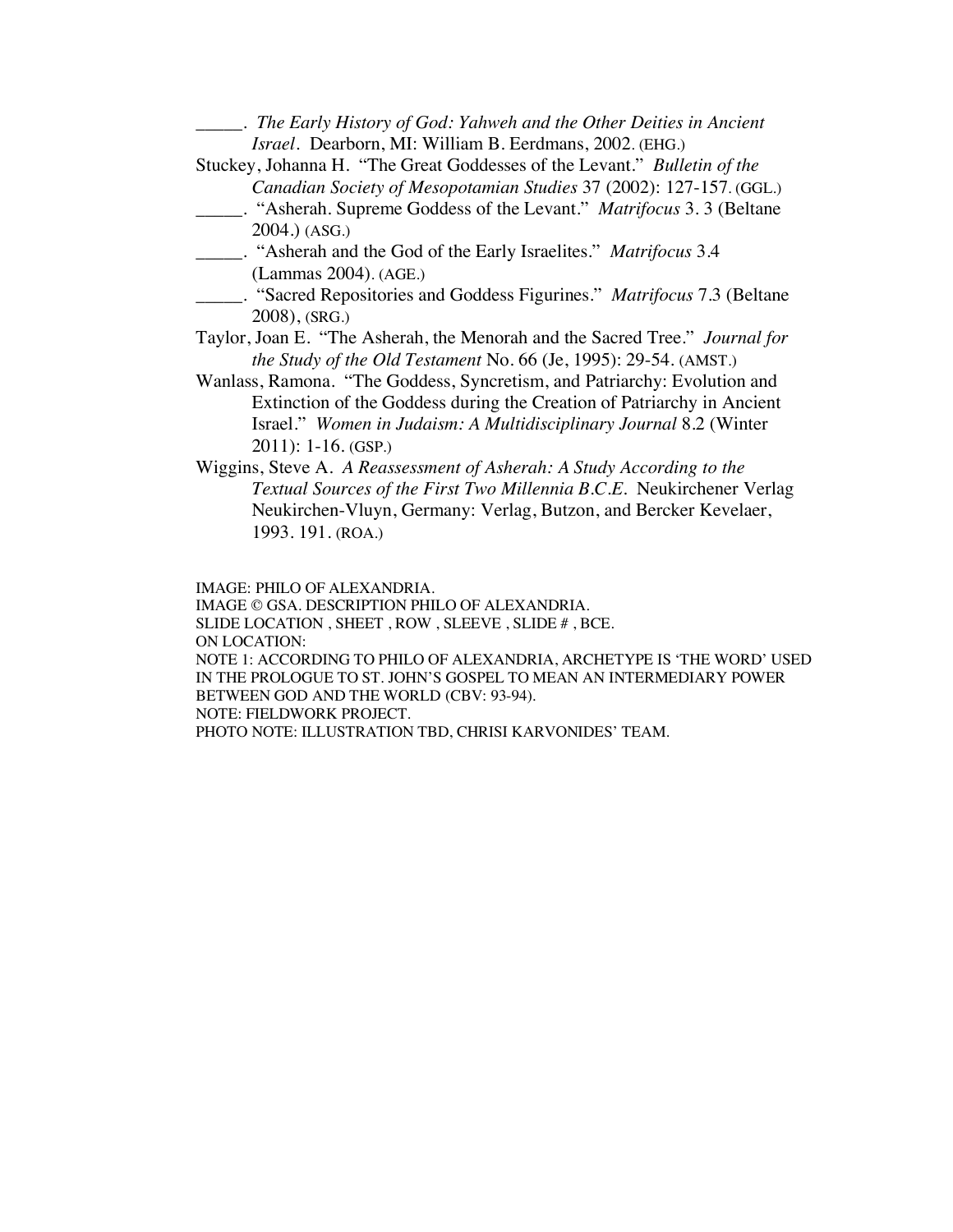_____. *The Early History of God: Yahweh and the Other Deities in Ancient Israel*. Dearborn, MI: William B. Eerdmans, 2002. (EHG.)

Stuckey, Johanna H. "The Great Goddesses of the Levant." *Bulletin of the Canadian Society of Mesopotamian Studies* 37 (2002): 127-157. (GGL.)

_____. "Asherah. Supreme Goddess of the Levant." *Matrifocus* 3. 3 (Beltane 2004.) (ASG.)

_____. "Asherah and the God of the Early Israelites." *Matrifocus* 3.4 (Lammas 2004). (AGE.)

_____. "Sacred Repositories and Goddess Figurines." *Matrifocus* 7.3 (Beltane 2008), (SRG.)

Taylor, Joan E. "The Asherah, the Menorah and the Sacred Tree." *Journal for the Study of the Old Testament* No. 66 (Je, 1995): 29-54. (AMST.)

Wanlass, Ramona. "The Goddess, Syncretism, and Patriarchy: Evolution and Extinction of the Goddess during the Creation of Patriarchy in Ancient Israel." *Women in Judaism: A Multidisciplinary Journal* 8.2 (Winter 2011): 1-16. (GSP.)

Wiggins, Steve A. *A Reassessment of Asherah: A Study According to the Textual Sources of the First Two Millennia B.C.E.* Neukirchener Verlag Neukirchen-Vluyn, Germany: Verlag, Butzon, and Bercker Kevelaer, 1993. 191. (ROA.)

IMAGE: PHILO OF ALEXANDRIA.
IMAGE © GSA. DESCRIPTION PHILO OF ALEXANDRIA.
SLIDE LOCATION , SHEET , ROW , SLEEVE , SLIDE # , BCE.
ON LOCATION:
NOTE 1: ACCORDING TO PHILO OF ALEXANDRIA, ARCHETYPE IS 'THE WORD' USED IN THE PROLOGUE TO ST. JOHN'S GOSPEL TO MEAN AN INTERMEDIARY POWER BETWEEN GOD AND THE WORLD (CBV: 93-94).
NOTE: FIELDWORK PROJECT.
PHOTO NOTE: ILLUSTRATION TBD, CHRISI KARVONIDES' TEAM.